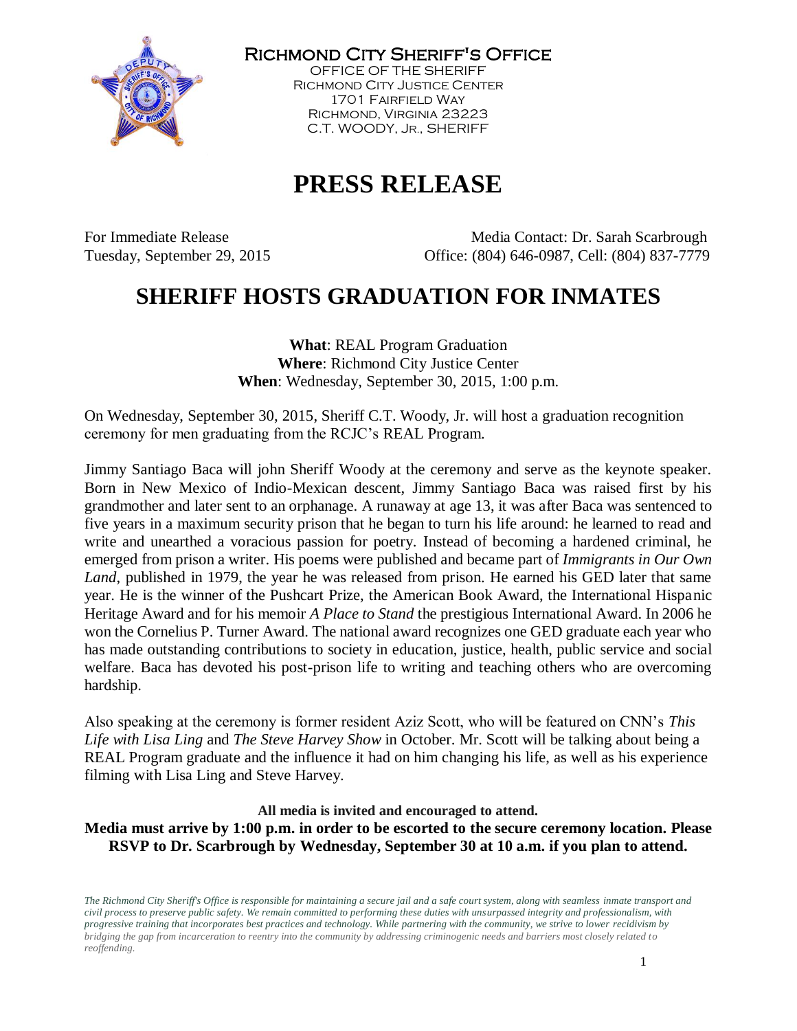# Richmond City Sheriff's Office

OFFICE OF THE SHERIFF
Richmond City Justice Center
1701 Fairfield Way
Richmond, Virginia 23223
C.T. WOODY, Jr., SHERIFF

# PRESS RELEASE

For Immediate Release
Tuesday, September 29, 2015

Media Contact: Dr. Sarah Scarbrough
Office: (804) 646-0987, Cell: (804) 837-7779

## SHERIFF HOSTS GRADUATION FOR INMATES

**What**: REAL Program Graduation
**Where**: Richmond City Justice Center
**When**: Wednesday, September 30, 2015, 1:00 p.m.

On Wednesday, September 30, 2015, Sheriff C.T. Woody, Jr. will host a graduation recognition ceremony for men graduating from the RCJC's REAL Program.

Jimmy Santiago Baca will john Sheriff Woody at the ceremony and serve as the keynote speaker. Born in New Mexico of Indio-Mexican descent, Jimmy Santiago Baca was raised first by his grandmother and later sent to an orphanage. A runaway at age 13, it was after Baca was sentenced to five years in a maximum security prison that he began to turn his life around: he learned to read and write and unearthed a voracious passion for poetry. Instead of becoming a hardened criminal, he emerged from prison a writer. His poems were published and became part of *Immigrants in Our Own Land*, published in 1979, the year he was released from prison. He earned his GED later that same year. He is the winner of the Pushcart Prize, the American Book Award, the International Hispanic Heritage Award and for his memoir *A Place to Stand* the prestigious International Award. In 2006 he won the Cornelius P. Turner Award. The national award recognizes one GED graduate each year who has made outstanding contributions to society in education, justice, health, public service and social welfare. Baca has devoted his post-prison life to writing and teaching others who are overcoming hardship.

Also speaking at the ceremony is former resident Aziz Scott, who will be featured on CNN's *This Life with Lisa Ling* and *The Steve Harvey Show* in October. Mr. Scott will be talking about being a REAL Program graduate and the influence it had on him changing his life, as well as his experience filming with Lisa Ling and Steve Harvey.

**All media is invited and encouraged to attend.**

**Media must arrive by 1:00 p.m. in order to be escorted to the secure ceremony location. Please RSVP to Dr. Scarbrough by Wednesday, September 30 at 10 a.m. if you plan to attend.**

*The Richmond City Sheriff's Office is responsible for maintaining a secure jail and a safe court system, along with seamless inmate transport and civil process to preserve public safety. We remain committed to performing these duties with unsurpassed integrity and professionalism, with progressive training that incorporates best practices and technology. While partnering with the community, we strive to lower recidivism by bridging the gap from incarceration to reentry into the community by addressing criminogenic needs and barriers most closely related to reoffending.*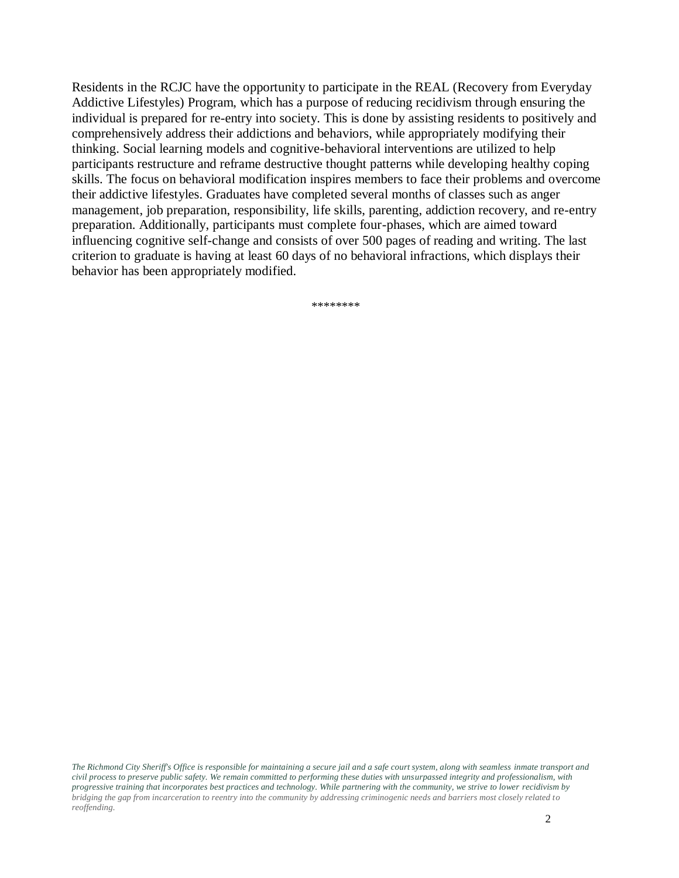Residents in the RCJC have the opportunity to participate in the REAL (Recovery from Everyday Addictive Lifestyles) Program, which has a purpose of reducing recidivism through ensuring the individual is prepared for re-entry into society. This is done by assisting residents to positively and comprehensively address their addictions and behaviors, while appropriately modifying their thinking. Social learning models and cognitive-behavioral interventions are utilized to help participants restructure and reframe destructive thought patterns while developing healthy coping skills. The focus on behavioral modification inspires members to face their problems and overcome their addictive lifestyles. Graduates have completed several months of classes such as anger management, job preparation, responsibility, life skills, parenting, addiction recovery, and re-entry preparation. Additionally, participants must complete four-phases, which are aimed toward influencing cognitive self-change and consists of over 500 pages of reading and writing. The last criterion to graduate is having at least 60 days of no behavioral infractions, which displays their behavior has been appropriately modified.

*******